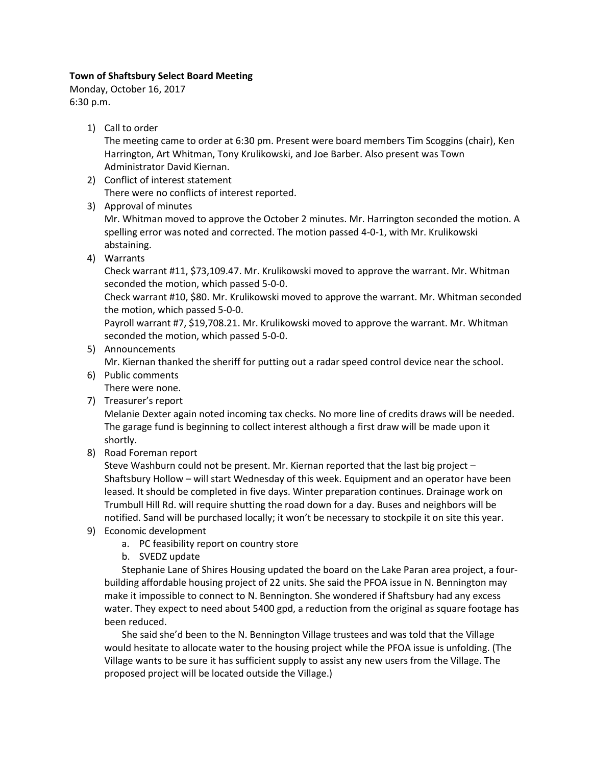**Town of Shaftsbury Select Board Meeting**

Monday, October 16, 2017
6:30 p.m.

1) Call to order
   The meeting came to order at 6:30 pm. Present were board members Tim Scoggins (chair), Ken Harrington, Art Whitman, Tony Krulikowski, and Joe Barber. Also present was Town Administrator David Kiernan.
2) Conflict of interest statement
   There were no conflicts of interest reported.
3) Approval of minutes
   Mr. Whitman moved to approve the October 2 minutes. Mr. Harrington seconded the motion. A spelling error was noted and corrected. The motion passed 4-0-1, with Mr. Krulikowski abstaining.
4) Warrants
   Check warrant #11, $73,109.47. Mr. Krulikowski moved to approve the warrant. Mr. Whitman seconded the motion, which passed 5-0-0.
   Check warrant #10, $80. Mr. Krulikowski moved to approve the warrant. Mr. Whitman seconded the motion, which passed 5-0-0.
   Payroll warrant #7, $19,708.21. Mr. Krulikowski moved to approve the warrant. Mr. Whitman seconded the motion, which passed 5-0-0.
5) Announcements
   Mr. Kiernan thanked the sheriff for putting out a radar speed control device near the school.
6) Public comments
   There were none.
7) Treasurer's report
   Melanie Dexter again noted incoming tax checks. No more line of credits draws will be needed. The garage fund is beginning to collect interest although a first draw will be made upon it shortly.
8) Road Foreman report
   Steve Washburn could not be present. Mr. Kiernan reported that the last big project – Shaftsbury Hollow – will start Wednesday of this week. Equipment and an operator have been leased. It should be completed in five days. Winter preparation continues. Drainage work on Trumbull Hill Rd. will require shutting the road down for a day. Buses and neighbors will be notified. Sand will be purchased locally; it won't be necessary to stockpile it on site this year.
9) Economic development
   a. PC feasibility report on country store
   b. SVEDZ update

   Stephanie Lane of Shires Housing updated the board on the Lake Paran area project, a four-building affordable housing project of 22 units. She said the PFOA issue in N. Bennington may make it impossible to connect to N. Bennington. She wondered if Shaftsbury had any excess water. They expect to need about 5400 gpd, a reduction from the original as square footage has been reduced.

   She said she'd been to the N. Bennington Village trustees and was told that the Village would hesitate to allocate water to the housing project while the PFOA issue is unfolding. (The Village wants to be sure it has sufficient supply to assist any new users from the Village. The proposed project will be located outside the Village.)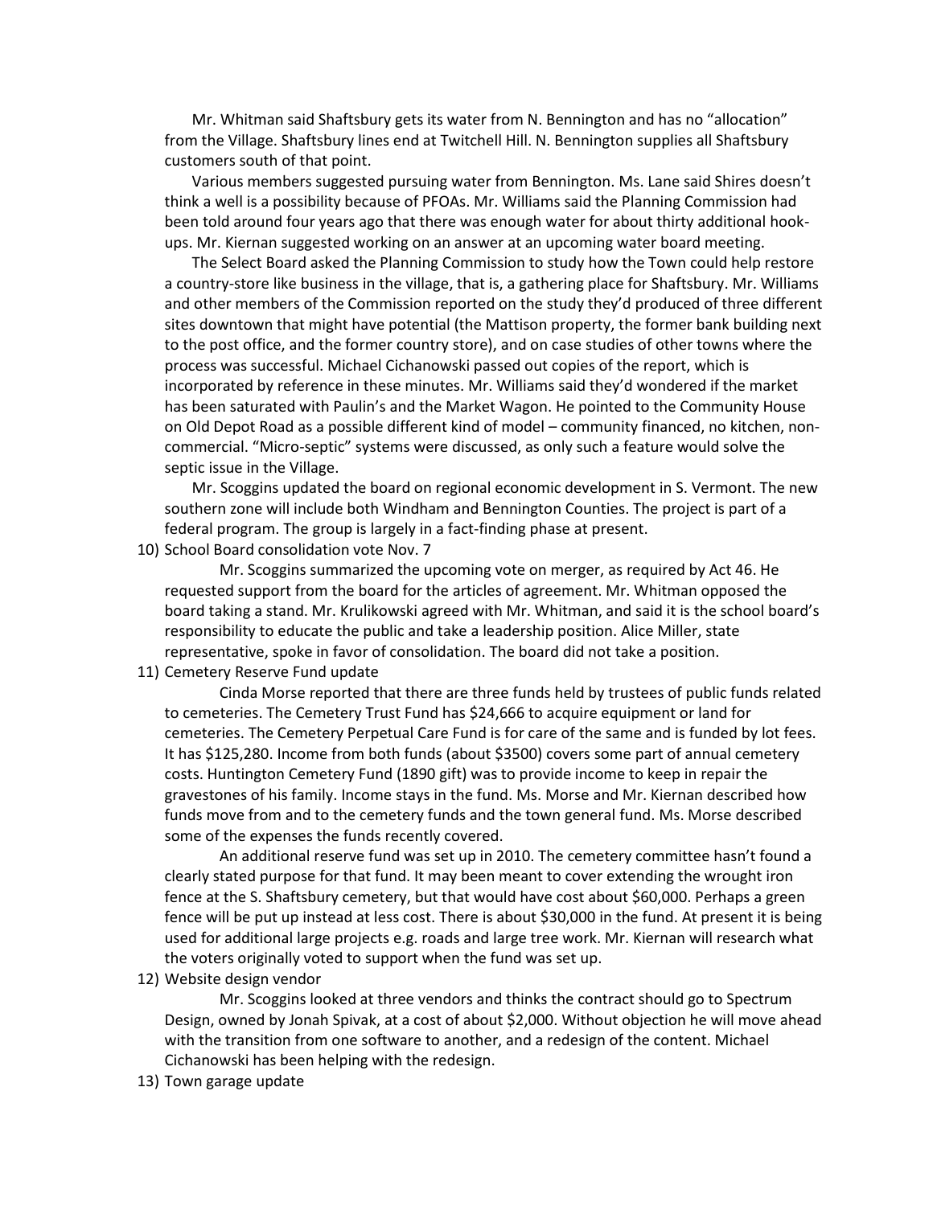Mr. Whitman said Shaftsbury gets its water from N. Bennington and has no "allocation" from the Village. Shaftsbury lines end at Twitchell Hill. N. Bennington supplies all Shaftsbury customers south of that point.

Various members suggested pursuing water from Bennington. Ms. Lane said Shires doesn't think a well is a possibility because of PFOAs. Mr. Williams said the Planning Commission had been told around four years ago that there was enough water for about thirty additional hook-ups. Mr. Kiernan suggested working on an answer at an upcoming water board meeting.

The Select Board asked the Planning Commission to study how the Town could help restore a country-store like business in the village, that is, a gathering place for Shaftsbury. Mr. Williams and other members of the Commission reported on the study they'd produced of three different sites downtown that might have potential (the Mattison property, the former bank building next to the post office, and the former country store), and on case studies of other towns where the process was successful. Michael Cichanowski passed out copies of the report, which is incorporated by reference in these minutes. Mr. Williams said they'd wondered if the market has been saturated with Paulin's and the Market Wagon. He pointed to the Community House on Old Depot Road as a possible different kind of model – community financed, no kitchen, non-commercial. "Micro-septic" systems were discussed, as only such a feature would solve the septic issue in the Village.

Mr. Scoggins updated the board on regional economic development in S. Vermont. The new southern zone will include both Windham and Bennington Counties. The project is part of a federal program. The group is largely in a fact-finding phase at present.

10) School Board consolidation vote Nov. 7

Mr. Scoggins summarized the upcoming vote on merger, as required by Act 46. He requested support from the board for the articles of agreement. Mr. Whitman opposed the board taking a stand. Mr. Krulikowski agreed with Mr. Whitman, and said it is the school board's responsibility to educate the public and take a leadership position. Alice Miller, state representative, spoke in favor of consolidation. The board did not take a position.

11) Cemetery Reserve Fund update

Cinda Morse reported that there are three funds held by trustees of public funds related to cemeteries. The Cemetery Trust Fund has $24,666 to acquire equipment or land for cemeteries. The Cemetery Perpetual Care Fund is for care of the same and is funded by lot fees. It has $125,280. Income from both funds (about $3500) covers some part of annual cemetery costs. Huntington Cemetery Fund (1890 gift) was to provide income to keep in repair the gravestones of his family. Income stays in the fund. Ms. Morse and Mr. Kiernan described how funds move from and to the cemetery funds and the town general fund. Ms. Morse described some of the expenses the funds recently covered.

An additional reserve fund was set up in 2010. The cemetery committee hasn't found a clearly stated purpose for that fund. It may been meant to cover extending the wrought iron fence at the S. Shaftsbury cemetery, but that would have cost about $60,000. Perhaps a green fence will be put up instead at less cost. There is about $30,000 in the fund. At present it is being used for additional large projects e.g. roads and large tree work. Mr. Kiernan will research what the voters originally voted to support when the fund was set up.

12) Website design vendor

Mr. Scoggins looked at three vendors and thinks the contract should go to Spectrum Design, owned by Jonah Spivak, at a cost of about $2,000. Without objection he will move ahead with the transition from one software to another, and a redesign of the content. Michael Cichanowski has been helping with the redesign.

13) Town garage update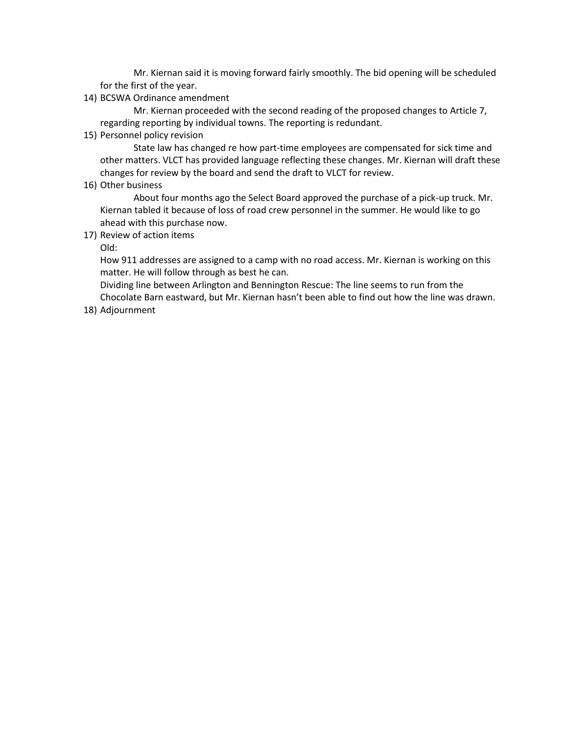Mr. Kiernan said it is moving forward fairly smoothly. The bid opening will be scheduled for the first of the year.

14) BCSWA Ordinance amendment

    Mr. Kiernan proceeded with the second reading of the proposed changes to Article 7, regarding reporting by individual towns. The reporting is redundant.

15) Personnel policy revision

    State law has changed re how part-time employees are compensated for sick time and other matters. VLCT has provided language reflecting these changes. Mr. Kiernan will draft these changes for review by the board and send the draft to VLCT for review.

16) Other business

    About four months ago the Select Board approved the purchase of a pick-up truck. Mr. Kiernan tabled it because of loss of road crew personnel in the summer. He would like to go ahead with this purchase now.

17) Review of action items

    Old:

    How 911 addresses are assigned to a camp with no road access. Mr. Kiernan is working on this matter. He will follow through as best he can.

    Dividing line between Arlington and Bennington Rescue: The line seems to run from the Chocolate Barn eastward, but Mr. Kiernan hasn't been able to find out how the line was drawn.

18) Adjournment